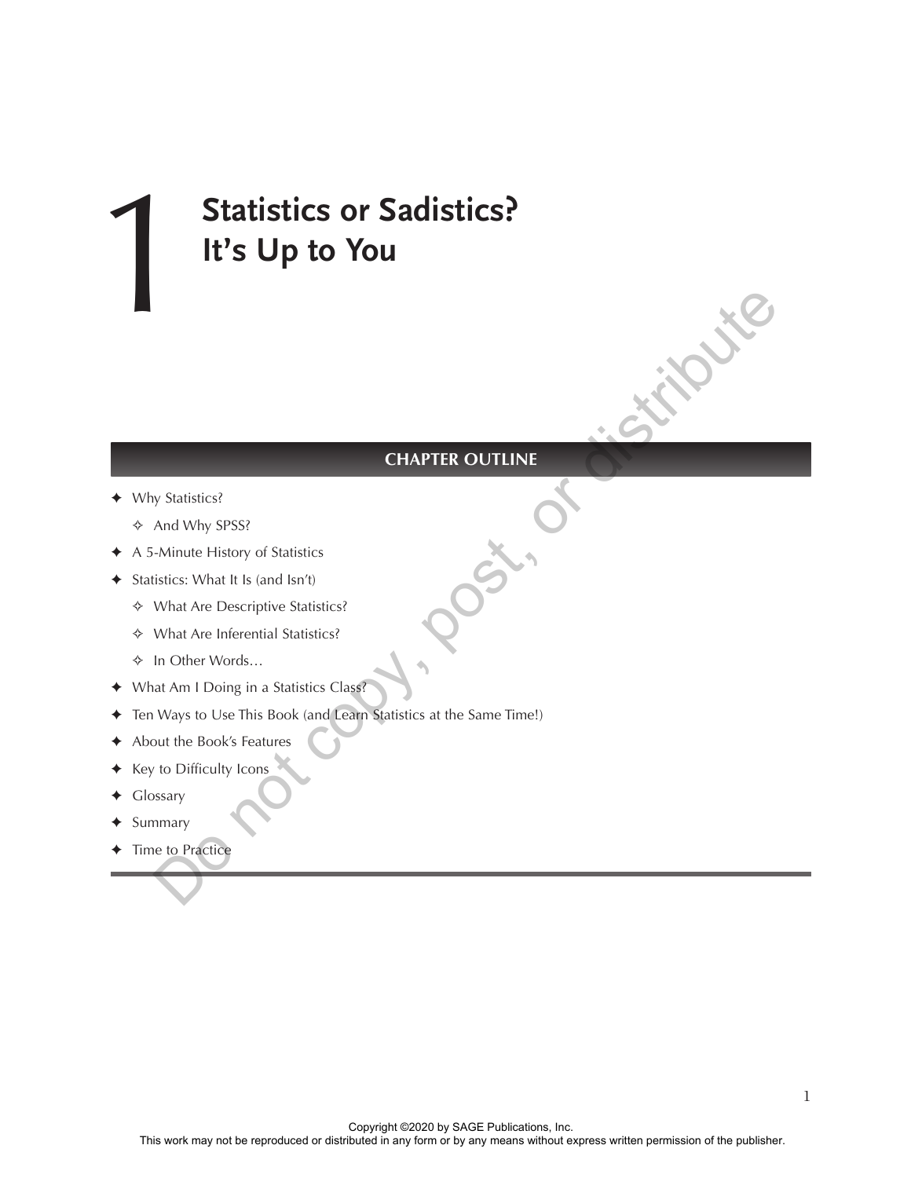# 1 Statistics or Sadistics? It's Up to You

## CHAPTER OUTLINE

- Why Statistics?
  - And Why SPSS?
- A 5-Minute History of Statistics
- Statistics: What It Is (and Isn't)
  - What Are Descriptive Statistics?
  - What Are Inferential Statistics?
  - In Other Words…
- What Am I Doing in a Statistics Class?
- Ten Ways to Use This Book (and Learn Statistics at the Same Time!)
- About the Book's Features
- Key to Difficulty Icons
- Glossary
- Summary
- Time to Practice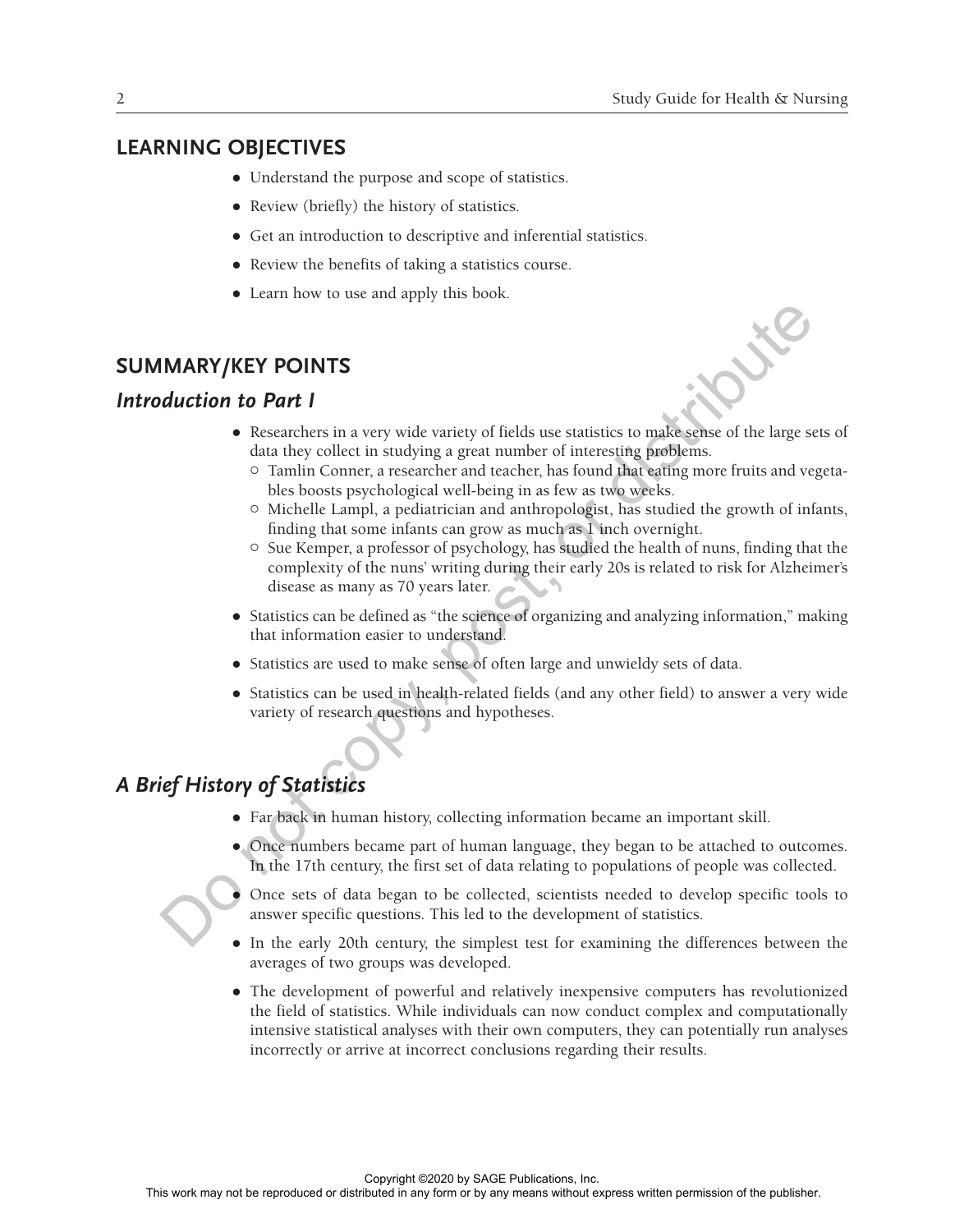## LEARNING OBJECTIVES

- Understand the purpose and scope of statistics.
- Review (briefly) the history of statistics.
- Get an introduction to descriptive and inferential statistics.
- Review the benefits of taking a statistics course.
- Learn how to use and apply this book.

## SUMMARY/KEY POINTS

### *Introduction to Part I*

- Researchers in a very wide variety of fields use statistics to make sense of the large sets of data they collect in studying a great number of interesting problems.
  - Tamlin Conner, a researcher and teacher, has found that eating more fruits and vegetables boosts psychological well-being in as few as two weeks.
  - Michelle Lampl, a pediatrician and anthropologist, has studied the growth of infants, finding that some infants can grow as much as 1 inch overnight.
  - Sue Kemper, a professor of psychology, has studied the health of nuns, finding that the complexity of the nuns' writing during their early 20s is related to risk for Alzheimer's disease as many as 70 years later.
- Statistics can be defined as "the science of organizing and analyzing information," making that information easier to understand.
- Statistics are used to make sense of often large and unwieldy sets of data.
- Statistics can be used in health-related fields (and any other field) to answer a very wide variety of research questions and hypotheses.

### *A Brief History of Statistics*

- Far back in human history, collecting information became an important skill.
- Once numbers became part of human language, they began to be attached to outcomes. In the 17th century, the first set of data relating to populations of people was collected.
- Once sets of data began to be collected, scientists needed to develop specific tools to answer specific questions. This led to the development of statistics.
- In the early 20th century, the simplest test for examining the differences between the averages of two groups was developed.
- The development of powerful and relatively inexpensive computers has revolutionized the field of statistics. While individuals can now conduct complex and computationally intensive statistical analyses with their own computers, they can potentially run analyses incorrectly or arrive at incorrect conclusions regarding their results.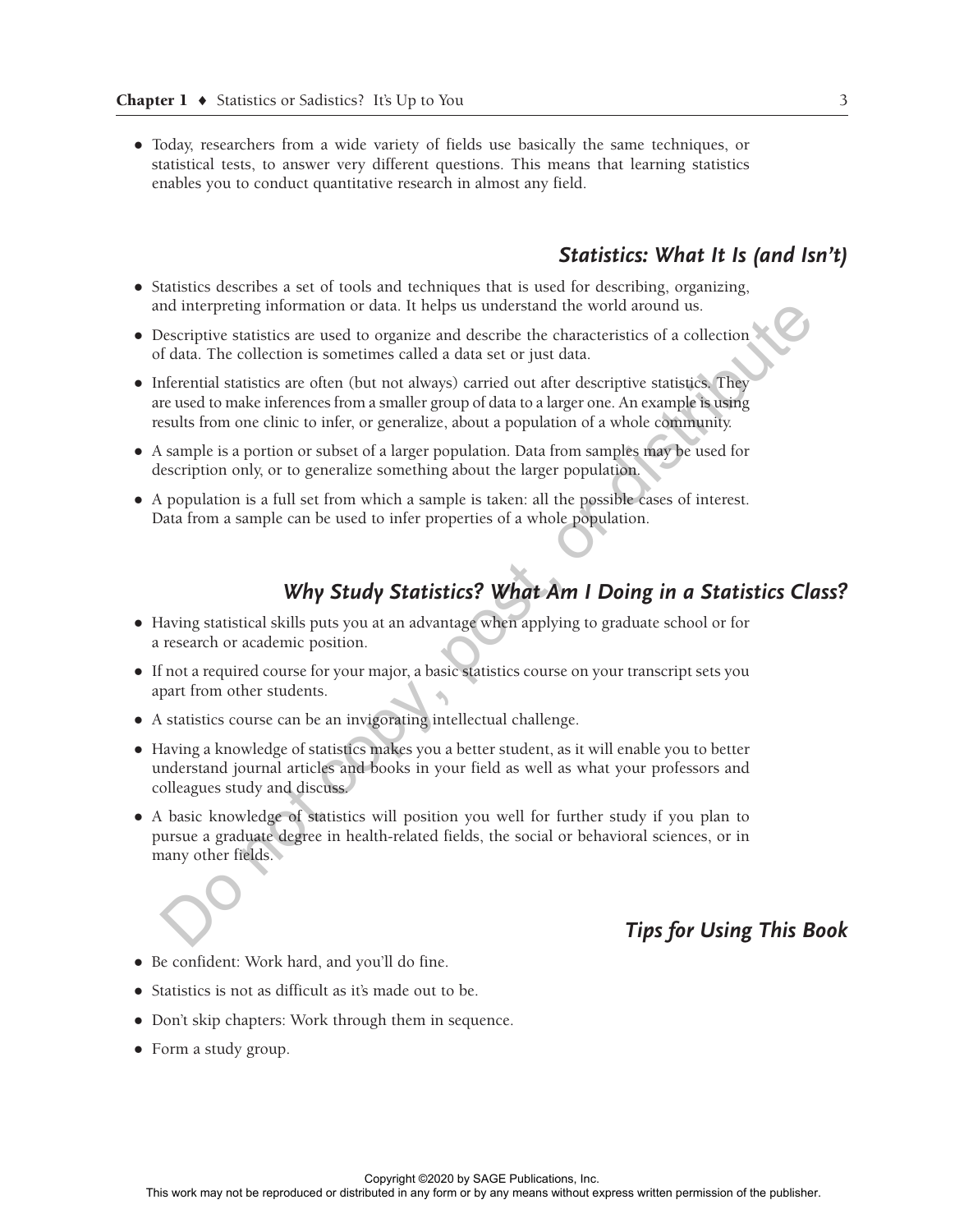- Today, researchers from a wide variety of fields use basically the same techniques, or statistical tests, to answer very different questions. This means that learning statistics enables you to conduct quantitative research in almost any field.

## *Statistics: What It Is (and Isn't)*

- Statistics describes a set of tools and techniques that is used for describing, organizing, and interpreting information or data. It helps us understand the world around us.
- Descriptive statistics are used to organize and describe the characteristics of a collection of data. The collection is sometimes called a data set or just data.
- Inferential statistics are often (but not always) carried out after descriptive statistics. They are used to make inferences from a smaller group of data to a larger one. An example is using results from one clinic to infer, or generalize, about a population of a whole community.
- A sample is a portion or subset of a larger population. Data from samples may be used for description only, or to generalize something about the larger population.
- A population is a full set from which a sample is taken: all the possible cases of interest. Data from a sample can be used to infer properties of a whole population.

## *Why Study Statistics? What Am I Doing in a Statistics Class?*

- Having statistical skills puts you at an advantage when applying to graduate school or for a research or academic position.
- If not a required course for your major, a basic statistics course on your transcript sets you apart from other students.
- A statistics course can be an invigorating intellectual challenge.
- Having a knowledge of statistics makes you a better student, as it will enable you to better understand journal articles and books in your field as well as what your professors and colleagues study and discuss.
- A basic knowledge of statistics will position you well for further study if you plan to pursue a graduate degree in health-related fields, the social or behavioral sciences, or in many other fields.

## *Tips for Using This Book*

- Be confident: Work hard, and you'll do fine.
- Statistics is not as difficult as it's made out to be.
- Don't skip chapters: Work through them in sequence.
- Form a study group.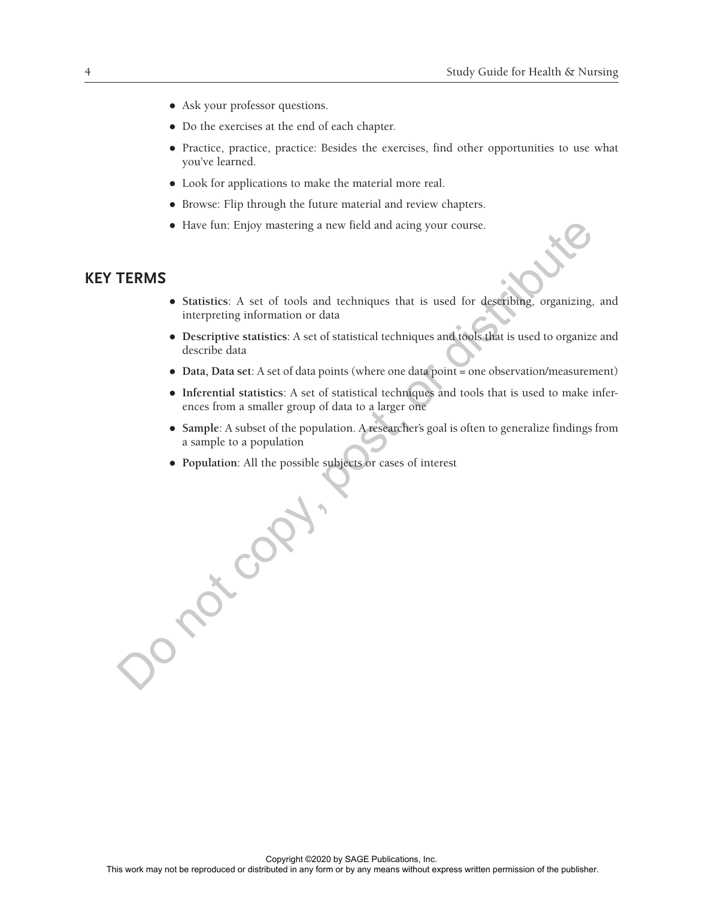- Ask your professor questions.
- Do the exercises at the end of each chapter.
- Practice, practice, practice: Besides the exercises, find other opportunities to use what you've learned.
- Look for applications to make the material more real.
- Browse: Flip through the future material and review chapters.
- Have fun: Enjoy mastering a new field and acing your course.

## KEY TERMS

- **Statistics**: A set of tools and techniques that is used for describing, organizing, and interpreting information or data
- **Descriptive statistics**: A set of statistical techniques and tools that is used to organize and describe data
- **Data, Data set**: A set of data points (where one data point = one observation/measurement)
- **Inferential statistics**: A set of statistical techniques and tools that is used to make inferences from a smaller group of data to a larger one
- **Sample**: A subset of the population. A researcher's goal is often to generalize findings from a sample to a population
- **Population**: All the possible subjects or cases of interest